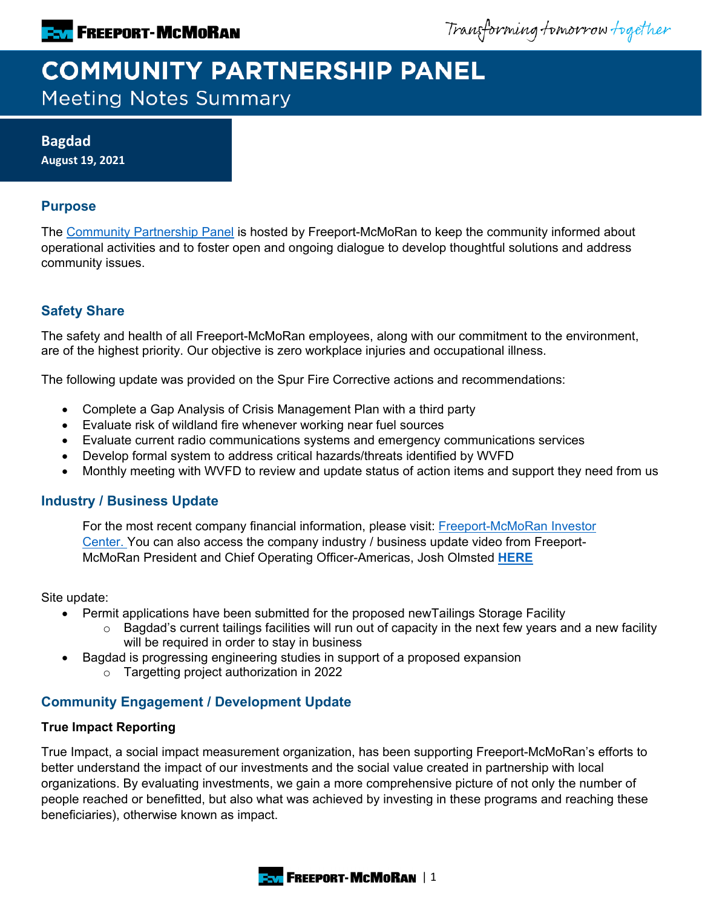# COMMUNITY PARTNERSHIP PANEL

Meeting Notes Summary

**Bagdad**
**August 19, 2021**

## Purpose

The Community Partnership Panel is hosted by Freeport-McMoRan to keep the community informed about operational activities and to foster open and ongoing dialogue to develop thoughtful solutions and address community issues.

## Safety Share

The safety and health of all Freeport-McMoRan employees, along with our commitment to the environment, are of the highest priority. Our objective is zero workplace injuries and occupational illness.

The following update was provided on the Spur Fire Corrective actions and recommendations:

- Complete a Gap Analysis of Crisis Management Plan with a third party
- Evaluate risk of wildland fire whenever working near fuel sources
- Evaluate current radio communications systems and emergency communications services
- Develop formal system to address critical hazards/threats identified by WVFD
- Monthly meeting with WVFD to review and update status of action items and support they need from us

## Industry / Business Update

For the most recent company financial information, please visit: Freeport-McMoRan Investor Center. You can also access the company industry / business update video from Freeport-McMoRan President and Chief Operating Officer-Americas, Josh Olmsted **HERE**

Site update:

- Permit applications have been submitted for the proposed newTailings Storage Facility
  - Bagdad's current tailings facilities will run out of capacity in the next few years and a new facility will be required in order to stay in business
- Bagdad is progressing engineering studies in support of a proposed expansion
  - Targetting project authorization in 2022

## Community Engagement / Development Update

### True Impact Reporting

True Impact, a social impact measurement organization, has been supporting Freeport-McMoRan's efforts to better understand the impact of our investments and the social value created in partnership with local organizations. By evaluating investments, we gain a more comprehensive picture of not only the number of people reached or benefitted, but also what was achieved by investing in these programs and reaching these beneficiaries), otherwise known as impact.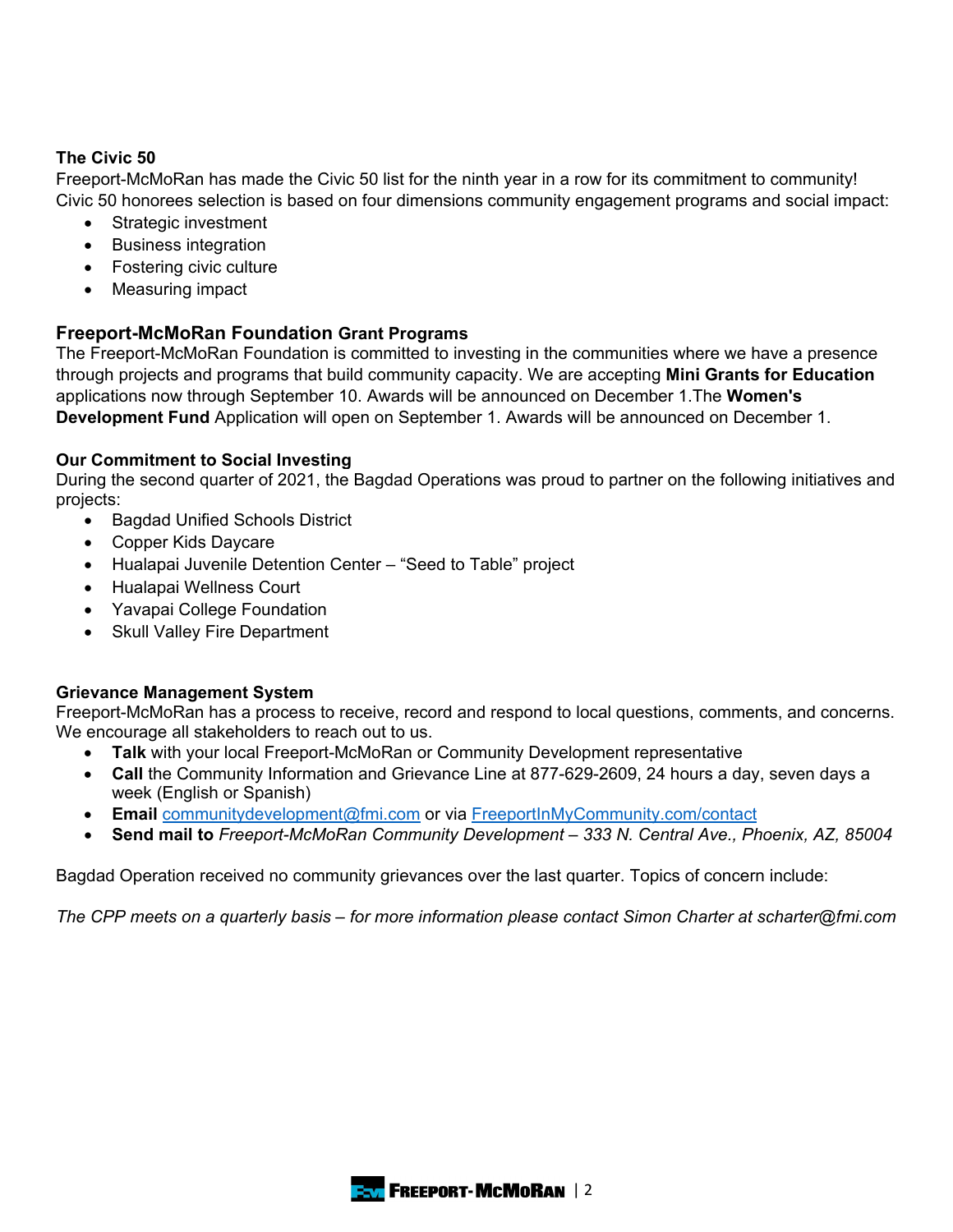### The Civic 50

Freeport-McMoRan has made the Civic 50 list for the ninth year in a row for its commitment to community! Civic 50 honorees selection is based on four dimensions community engagement programs and social impact:

- Strategic investment
- Business integration
- Fostering civic culture
- Measuring impact

## Freeport-McMoRan Foundation Grant Programs

The Freeport-McMoRan Foundation is committed to investing in the communities where we have a presence through projects and programs that build community capacity. We are accepting **Mini Grants for Education** applications now through September 10. Awards will be announced on December 1.The **Women's Development Fund** Application will open on September 1. Awards will be announced on December 1.

### Our Commitment to Social Investing

During the second quarter of 2021, the Bagdad Operations was proud to partner on the following initiatives and projects:

- Bagdad Unified Schools District
- Copper Kids Daycare
- Hualapai Juvenile Detention Center – "Seed to Table" project
- Hualapai Wellness Court
- Yavapai College Foundation
- Skull Valley Fire Department

### Grievance Management System

Freeport-McMoRan has a process to receive, record and respond to local questions, comments, and concerns. We encourage all stakeholders to reach out to us.

- **Talk** with your local Freeport-McMoRan or Community Development representative
- **Call** the Community Information and Grievance Line at 877-629-2609, 24 hours a day, seven days a week (English or Spanish)
- **Email** communitydevelopment@fmi.com or via FreeportInMyCommunity.com/contact
- **Send mail to** *Freeport-McMoRan Community Development – 333 N. Central Ave., Phoenix, AZ, 85004*

Bagdad Operation received no community grievances over the last quarter. Topics of concern include:

*The CPP meets on a quarterly basis – for more information please contact Simon Charter at scharter@fmi.com*